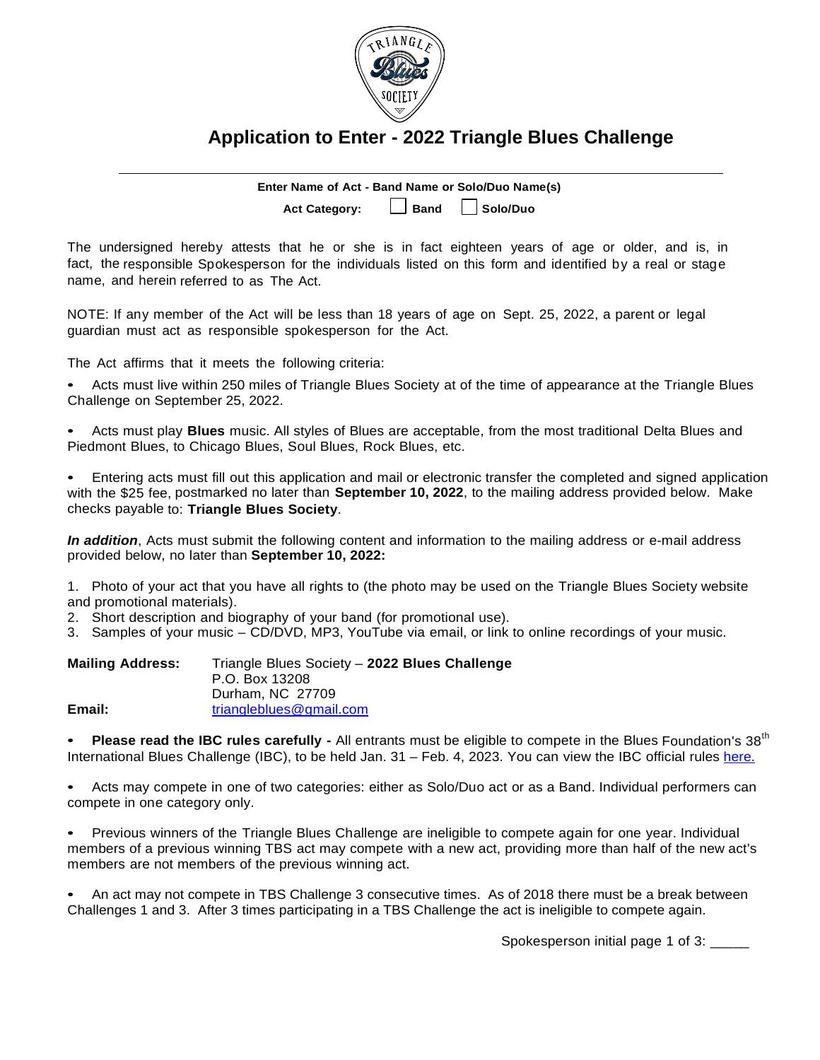# Application to Enter - 2022 Triangle Blues Challenge

______________________________________________________________________

**Enter Name of Act - Band Name or Solo/Duo Name(s)**

**Act Category:** ☐ **Band** ☐ **Solo/Duo**

The undersigned hereby attests that he or she is in fact eighteen years of age or older, and is, in fact, the responsible Spokesperson for the individuals listed on this form and identified by a real or stage name, and herein referred to as The Act.

NOTE: If any member of the Act will be less than 18 years of age on Sept. 25, 2022, a parent or legal guardian must act as responsible spokesperson for the Act.

The Act affirms that it meets the following criteria:

- Acts must live within 250 miles of Triangle Blues Society at of the time of appearance at the Triangle Blues Challenge on September 25, 2022.
- Acts must play **Blues** music. All styles of Blues are acceptable, from the most traditional Delta Blues and Piedmont Blues, to Chicago Blues, Soul Blues, Rock Blues, etc.
- Entering acts must fill out this application and mail or electronic transfer the completed and signed application with the $25 fee, postmarked no later than **September 10, 2022**, to the mailing address provided below. Make checks payable to: **Triangle Blues Society**.

***In addition***, Acts must submit the following content and information to the mailing address or e-mail address provided below, no later than **September 10, 2022:**

1. Photo of your act that you have all rights to (the photo may be used on the Triangle Blues Society website and promotional materials).
2. Short description and biography of your band (for promotional use).
3. Samples of your music – CD/DVD, MP3, YouTube via email, or link to online recordings of your music.

**Mailing Address:** Triangle Blues Society – **2022 Blues Challenge**
P.O. Box 13208
Durham, NC 27709

**Email:** triangleblues@gmail.com

- **Please read the IBC rules carefully -** All entrants must be eligible to compete in the Blues Foundation's 38th International Blues Challenge (IBC), to be held Jan. 31 – Feb. 4, 2023. You can view the IBC official rules here.
- Acts may compete in one of two categories: either as Solo/Duo act or as a Band. Individual performers can compete in one category only.
- Previous winners of the Triangle Blues Challenge are ineligible to compete again for one year. Individual members of a previous winning TBS act may compete with a new act, providing more than half of the new act's members are not members of the previous winning act.
- An act may not compete in TBS Challenge 3 consecutive times. As of 2018 there must be a break between Challenges 1 and 3. After 3 times participating in a TBS Challenge the act is ineligible to compete again.

Spokesperson initial page 1 of 3: _____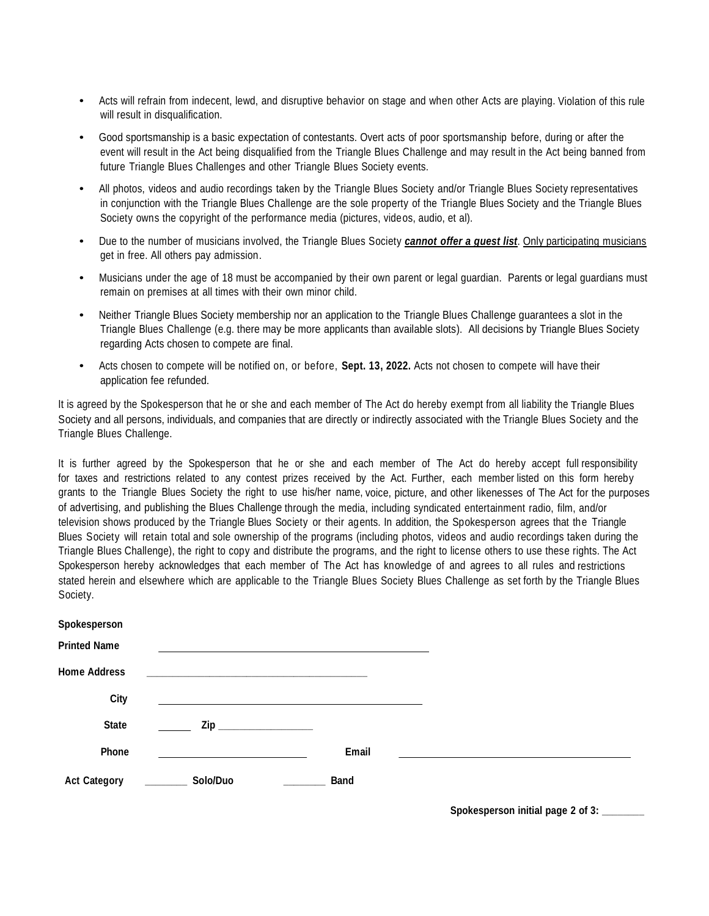- Acts will refrain from indecent, lewd, and disruptive behavior on stage and when other Acts are playing. Violation of this rule will result in disqualification.
- Good sportsmanship is a basic expectation of contestants. Overt acts of poor sportsmanship before, during or after the event will result in the Act being disqualified from the Triangle Blues Challenge and may result in the Act being banned from future Triangle Blues Challenges and other Triangle Blues Society events.
- All photos, videos and audio recordings taken by the Triangle Blues Society and/or Triangle Blues Society representatives in conjunction with the Triangle Blues Challenge are the sole property of the Triangle Blues Society and the Triangle Blues Society owns the copyright of the performance media (pictures, videos, audio, et al).
- Due to the number of musicians involved, the Triangle Blues Society ***cannot offer a guest list***. Only participating musicians get in free. All others pay admission.
- Musicians under the age of 18 must be accompanied by their own parent or legal guardian. Parents or legal guardians must remain on premises at all times with their own minor child.
- Neither Triangle Blues Society membership nor an application to the Triangle Blues Challenge guarantees a slot in the Triangle Blues Challenge (e.g. there may be more applicants than available slots). All decisions by Triangle Blues Society regarding Acts chosen to compete are final.
- Acts chosen to compete will be notified on, or before, **Sept. 13, 2022.** Acts not chosen to compete will have their application fee refunded.

It is agreed by the Spokesperson that he or she and each member of The Act do hereby exempt from all liability the Triangle Blues Society and all persons, individuals, and companies that are directly or indirectly associated with the Triangle Blues Society and the Triangle Blues Challenge.

It is further agreed by the Spokesperson that he or she and each member of The Act do hereby accept full responsibility for taxes and restrictions related to any contest prizes received by the Act. Further, each member listed on this form hereby grants to the Triangle Blues Society the right to use his/her name, voice, picture, and other likenesses of The Act for the purposes of advertising, and publishing the Blues Challenge through the media, including syndicated entertainment radio, film, and/or television shows produced by the Triangle Blues Society or their agents. In addition, the Spokesperson agrees that the Triangle Blues Society will retain total and sole ownership of the programs (including photos, videos and audio recordings taken during the Triangle Blues Challenge), the right to copy and distribute the programs, and the right to license others to use these rights. The Act Spokesperson hereby acknowledges that each member of The Act has knowledge of and agrees to all rules and restrictions stated herein and elsewhere which are applicable to the Triangle Blues Society Blues Challenge as set forth by the Triangle Blues Society.

**Spokesperson**

**Printed Name** ______________________________

**Home Address** ______________________________

**City** ______________________________

**State** ______ **Zip** ________________

**Phone** ____________________ **Email** ______________________________

**Act Category** _______ **Solo/Duo** _______ **Band**

**Spokesperson initial page 2 of 3:** _______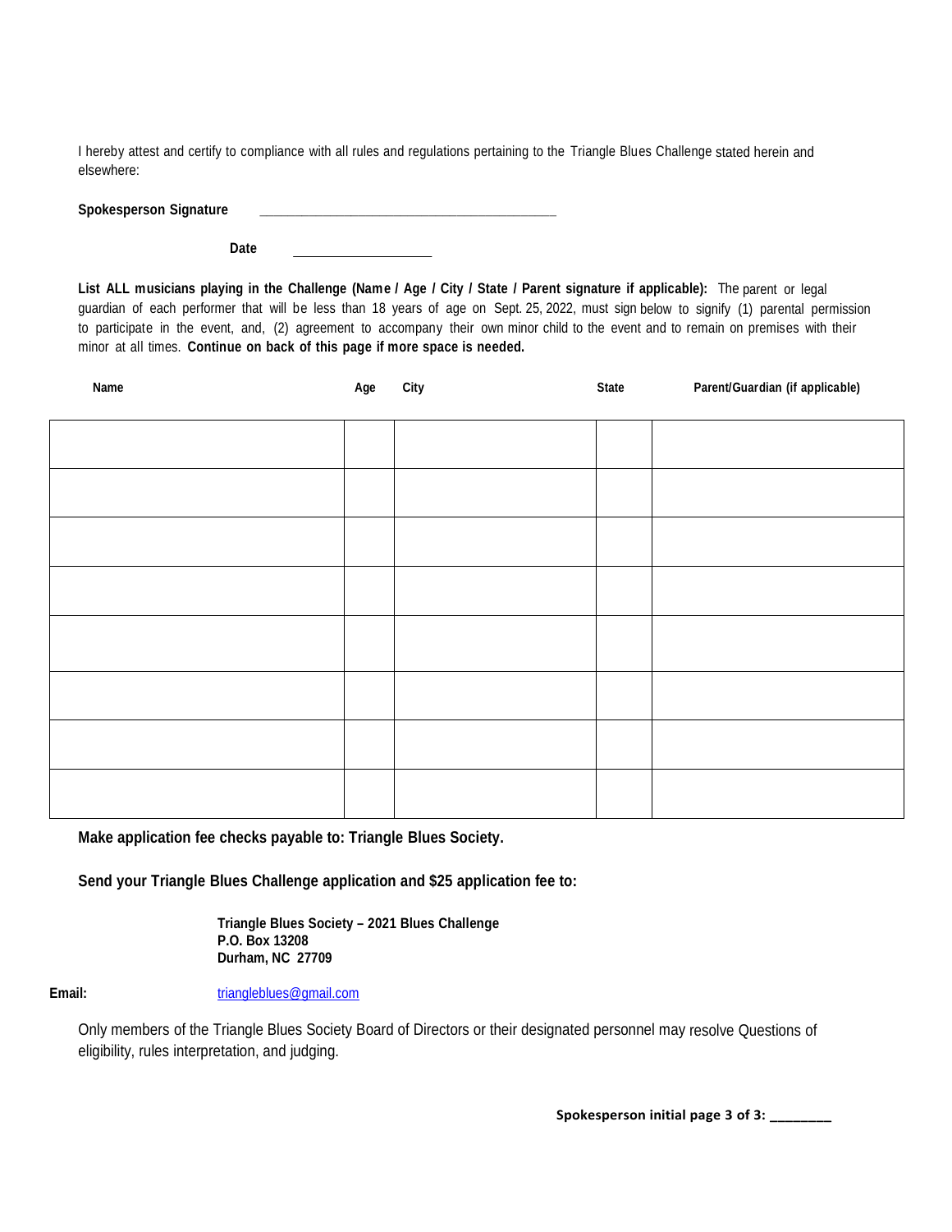I hereby attest and certify to compliance with all rules and regulations pertaining to the Triangle Blues Challenge stated herein and elsewhere:

**Spokesperson Signature** ___________________________________________

**Date** ____________________

**List ALL musicians playing in the Challenge (Name / Age / City / State / Parent signature if applicable):** The parent or legal guardian of each performer that will be less than 18 years of age on Sept. 25, 2022, must sign below to signify (1) parental permission to participate in the event, and, (2) agreement to accompany their own minor child to the event and to remain on premises with their minor at all times. **Continue on back of this page if more space is needed.**

| Name | Age | City | State | Parent/Guardian (if applicable) |
|---|---|---|---|---|
| | | | | |
| | | | | |
| | | | | |
| | | | | |
| | | | | |
| | | | | |
| | | | | |
| | | | | |

**Make application fee checks payable to: Triangle Blues Society.**

**Send your Triangle Blues Challenge application and $25 application fee to:**

**Triangle Blues Society – 2021 Blues Challenge**
**P.O. Box 13208**
**Durham, NC 27709**

**Email:** triangleblues@gmail.com

Only members of the Triangle Blues Society Board of Directors or their designated personnel may resolve Questions of eligibility, rules interpretation, and judging.

**Spokesperson initial page 3 of 3: ________**